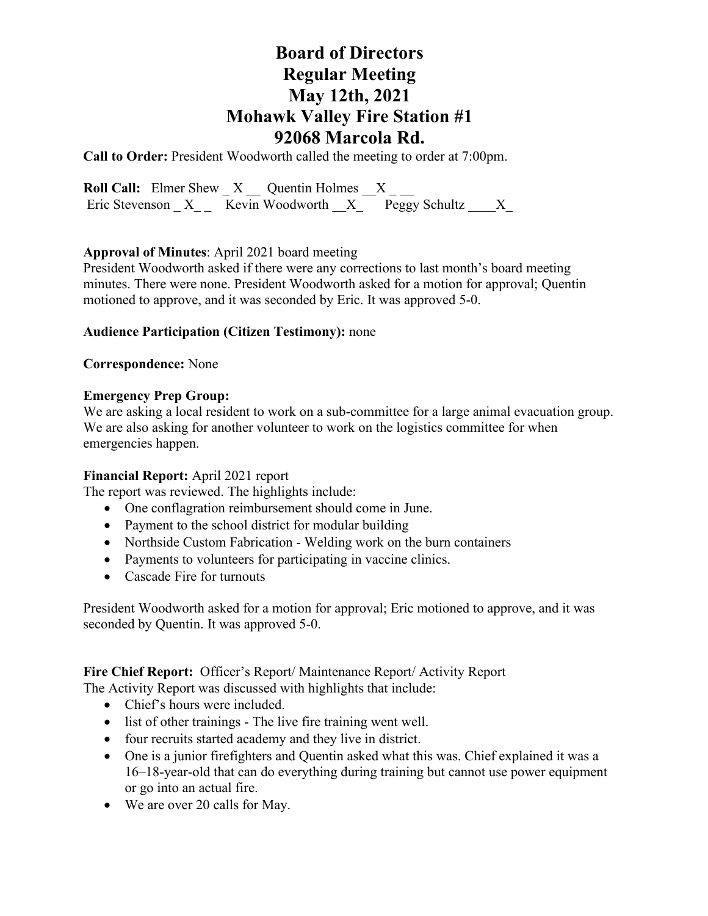# Board of Directors
# Regular Meeting
# May 12th, 2021
# Mohawk Valley Fire Station #1
# 92068 Marcola Rd.

**Call to Order:** President Woodworth called the meeting to order at 7:00pm.

**Roll Call:** Elmer Shew _ X __ Quentin Holmes __X _ __
Eric Stevenson _ X_ _ Kevin Woodworth __X_ Peggy Schultz ____X_

**Approval of Minutes**: April 2021 board meeting
President Woodworth asked if there were any corrections to last month's board meeting minutes. There were none. President Woodworth asked for a motion for approval; Quentin motioned to approve, and it was seconded by Eric. It was approved 5-0.

**Audience Participation (Citizen Testimony):** none

**Correspondence:** None

**Emergency Prep Group:**
We are asking a local resident to work on a sub-committee for a large animal evacuation group. We are also asking for another volunteer to work on the logistics committee for when emergencies happen.

**Financial Report:** April 2021 report
The report was reviewed. The highlights include:

- One conflagration reimbursement should come in June.
- Payment to the school district for modular building
- Northside Custom Fabrication - Welding work on the burn containers
- Payments to volunteers for participating in vaccine clinics.
- Cascade Fire for turnouts

President Woodworth asked for a motion for approval; Eric motioned to approve, and it was seconded by Quentin. It was approved 5-0.

**Fire Chief Report:** Officer's Report/ Maintenance Report/ Activity Report
The Activity Report was discussed with highlights that include:

- Chief's hours were included.
- list of other trainings - The live fire training went well.
- four recruits started academy and they live in district.
- One is a junior firefighters and Quentin asked what this was. Chief explained it was a 16–18-year-old that can do everything during training but cannot use power equipment or go into an actual fire.
- We are over 20 calls for May.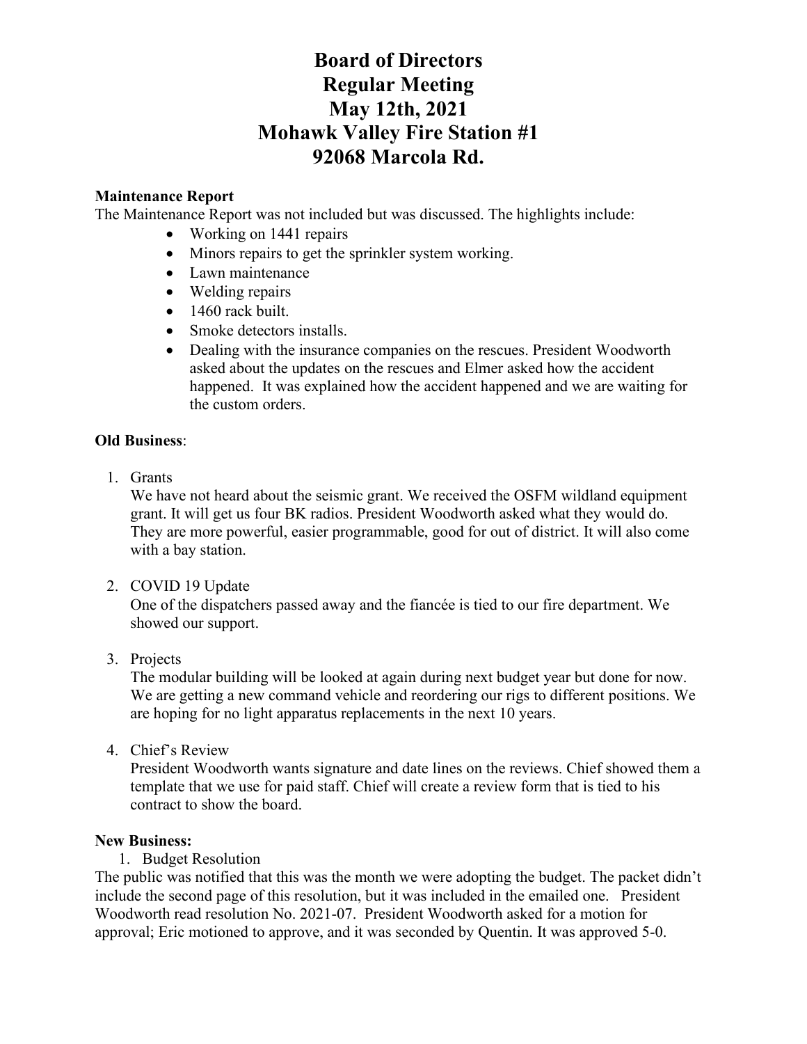# Board of Directors
# Regular Meeting
# May 12th, 2021
# Mohawk Valley Fire Station #1
# 92068 Marcola Rd.

**Maintenance Report**

The Maintenance Report was not included but was discussed. The highlights include:

- Working on 1441 repairs
- Minors repairs to get the sprinkler system working.
- Lawn maintenance
- Welding repairs
- 1460 rack built.
- Smoke detectors installs.
- Dealing with the insurance companies on the rescues. President Woodworth asked about the updates on the rescues and Elmer asked how the accident happened. It was explained how the accident happened and we are waiting for the custom orders.

**Old Business**:

1. Grants

   We have not heard about the seismic grant. We received the OSFM wildland equipment grant. It will get us four BK radios. President Woodworth asked what they would do. They are more powerful, easier programmable, good for out of district. It will also come with a bay station.

2. COVID 19 Update

   One of the dispatchers passed away and the fiancée is tied to our fire department. We showed our support.

3. Projects

   The modular building will be looked at again during next budget year but done for now. We are getting a new command vehicle and reordering our rigs to different positions. We are hoping for no light apparatus replacements in the next 10 years.

4. Chief's Review

   President Woodworth wants signature and date lines on the reviews. Chief showed them a template that we use for paid staff. Chief will create a review form that is tied to his contract to show the board.

**New Business:**

1. Budget Resolution

The public was notified that this was the month we were adopting the budget. The packet didn't include the second page of this resolution, but it was included in the emailed one. President Woodworth read resolution No. 2021-07. President Woodworth asked for a motion for approval; Eric motioned to approve, and it was seconded by Quentin. It was approved 5-0.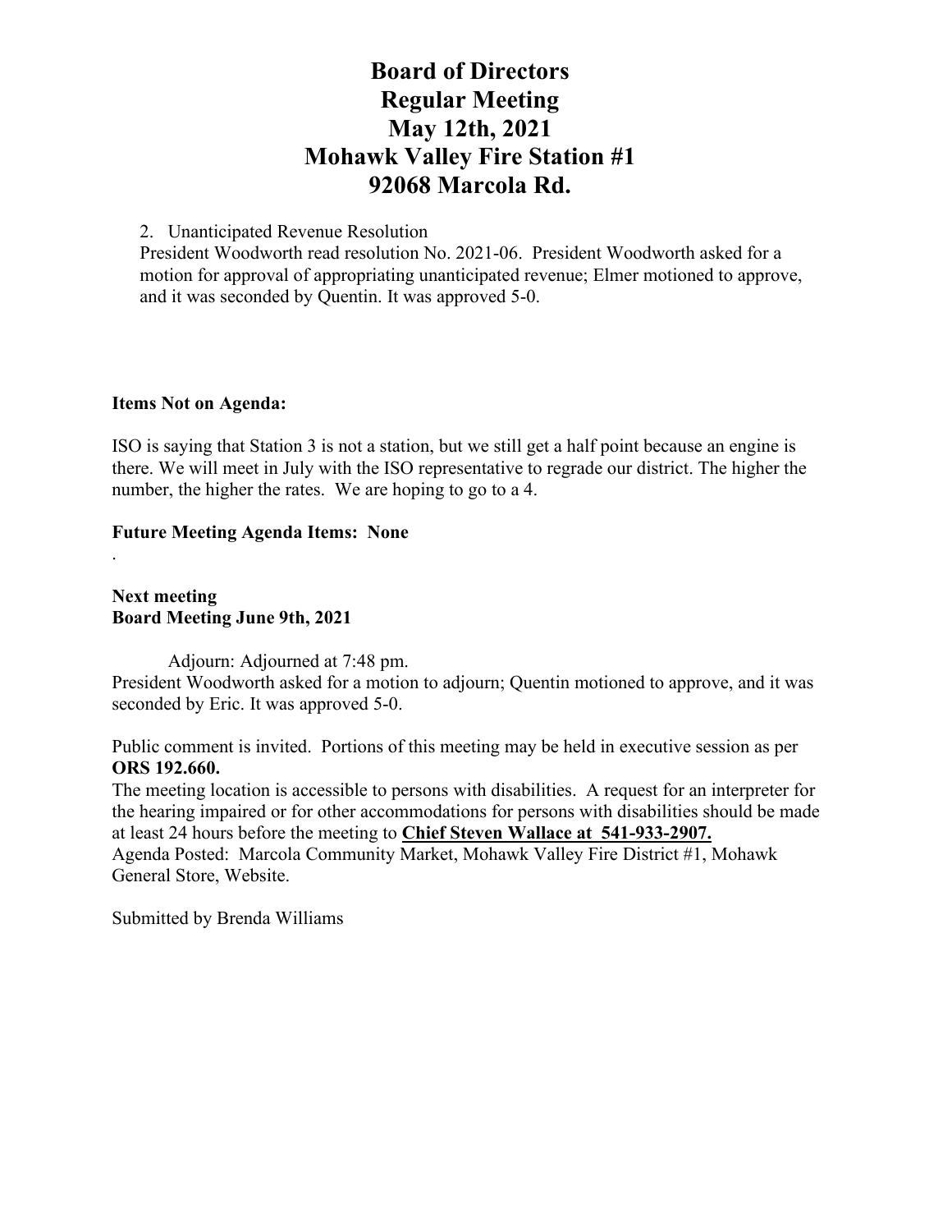# Board of Directors
# Regular Meeting
# May 12th, 2021
# Mohawk Valley Fire Station #1
# 92068 Marcola Rd.

2. Unanticipated Revenue Resolution

President Woodworth read resolution No. 2021-06. President Woodworth asked for a motion for approval of appropriating unanticipated revenue; Elmer motioned to approve, and it was seconded by Quentin. It was approved 5-0.

**Items Not on Agenda:**

ISO is saying that Station 3 is not a station, but we still get a half point because an engine is there. We will meet in July with the ISO representative to regrade our district. The higher the number, the higher the rates. We are hoping to go to a 4.

**Future Meeting Agenda Items: None**

.

**Next meeting**
**Board Meeting June 9th, 2021**

Adjourn: Adjourned at 7:48 pm.
President Woodworth asked for a motion to adjourn; Quentin motioned to approve, and it was seconded by Eric. It was approved 5-0.

Public comment is invited. Portions of this meeting may be held in executive session as per **ORS 192.660.**
The meeting location is accessible to persons with disabilities. A request for an interpreter for the hearing impaired or for other accommodations for persons with disabilities should be made at least 24 hours before the meeting to **Chief Steven Wallace at 541-933-2907.**
Agenda Posted: Marcola Community Market, Mohawk Valley Fire District #1, Mohawk General Store, Website.

Submitted by Brenda Williams